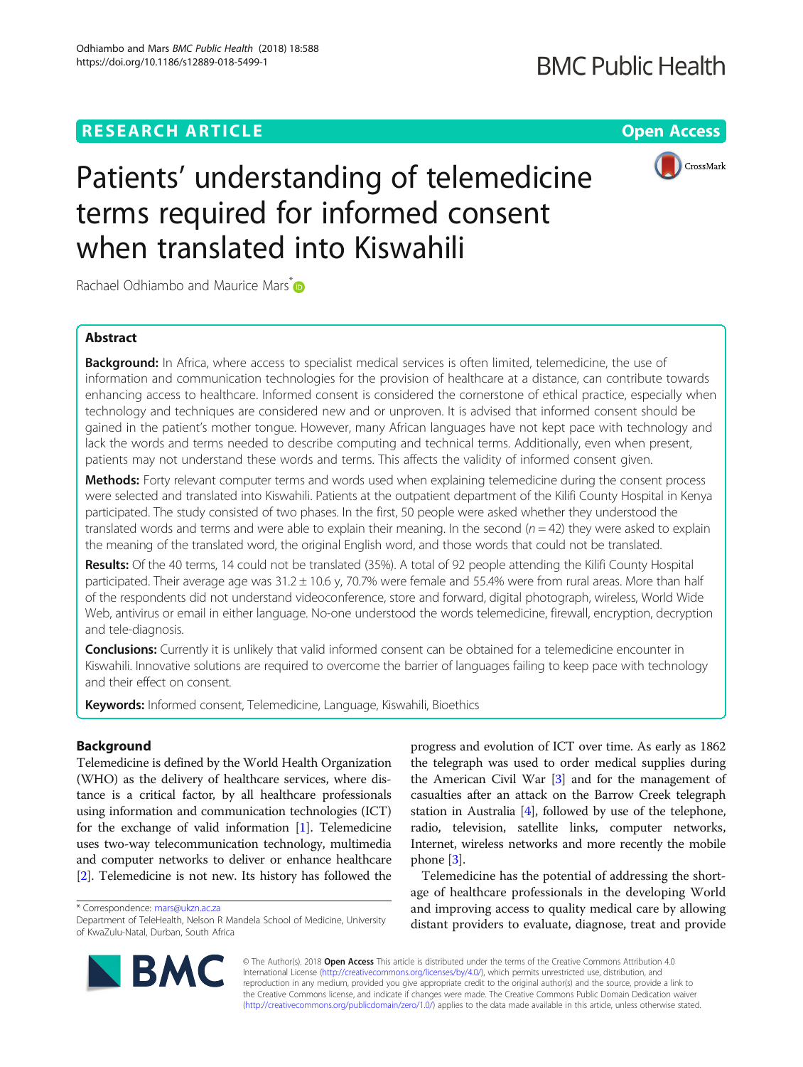# Patients' understanding of telemedicine terms required for informed consent when translated into Kiswahili

Rachael Odhiambo and Maurice Mars*

## Abstract

**Background:** In Africa, where access to specialist medical services is often limited, telemedicine, the use of information and communication technologies for the provision of healthcare at a distance, can contribute towards enhancing access to healthcare. Informed consent is considered the cornerstone of ethical practice, especially when technology and techniques are considered new and or unproven. It is advised that informed consent should be gained in the patient's mother tongue. However, many African languages have not kept pace with technology and lack the words and terms needed to describe computing and technical terms. Additionally, even when present, patients may not understand these words and terms. This affects the validity of informed consent given.

**Methods:** Forty relevant computer terms and words used when explaining telemedicine during the consent process were selected and translated into Kiswahili. Patients at the outpatient department of the Kilifi County Hospital in Kenya participated. The study consisted of two phases. In the first, 50 people were asked whether they understood the translated words and terms and were able to explain their meaning. In the second ($n = 42$) they were asked to explain the meaning of the translated word, the original English word, and those words that could not be translated.

**Results:** Of the 40 terms, 14 could not be translated (35%). A total of 92 people attending the Kilifi County Hospital participated. Their average age was 31.2 ± 10.6 y, 70.7% were female and 55.4% were from rural areas. More than half of the respondents did not understand videoconference, store and forward, digital photograph, wireless, World Wide Web, antivirus or email in either language. No-one understood the words telemedicine, firewall, encryption, decryption and tele-diagnosis.

**Conclusions:** Currently it is unlikely that valid informed consent can be obtained for a telemedicine encounter in Kiswahili. Innovative solutions are required to overcome the barrier of languages failing to keep pace with technology and their effect on consent.

**Keywords:** Informed consent, Telemedicine, Language, Kiswahili, Bioethics

## Background

Telemedicine is defined by the World Health Organization (WHO) as the delivery of healthcare services, where distance is a critical factor, by all healthcare professionals using information and communication technologies (ICT) for the exchange of valid information [1]. Telemedicine uses two-way telecommunication technology, multimedia and computer networks to deliver or enhance healthcare [2]. Telemedicine is not new. Its history has followed the progress and evolution of ICT over time. As early as 1862 the telegraph was used to order medical supplies during the American Civil War [3] and for the management of casualties after an attack on the Barrow Creek telegraph station in Australia [4], followed by use of the telephone, radio, television, satellite links, computer networks, Internet, wireless networks and more recently the mobile phone [3].

Telemedicine has the potential of addressing the shortage of healthcare professionals in the developing World and improving access to quality medical care by allowing distant providers to evaluate, diagnose, treat and provide

\* Correspondence: mars@ukzn.ac.za
Department of TeleHealth, Nelson R Mandela School of Medicine, University of KwaZulu-Natal, Durban, South Africa

© The Author(s). 2018 **Open Access** This article is distributed under the terms of the Creative Commons Attribution 4.0 International License (http://creativecommons.org/licenses/by/4.0/), which permits unrestricted use, distribution, and reproduction in any medium, provided you give appropriate credit to the original author(s) and the source, provide a link to the Creative Commons license, and indicate if changes were made. The Creative Commons Public Domain Dedication waiver (http://creativecommons.org/publicdomain/zero/1.0/) applies to the data made available in this article, unless otherwise stated.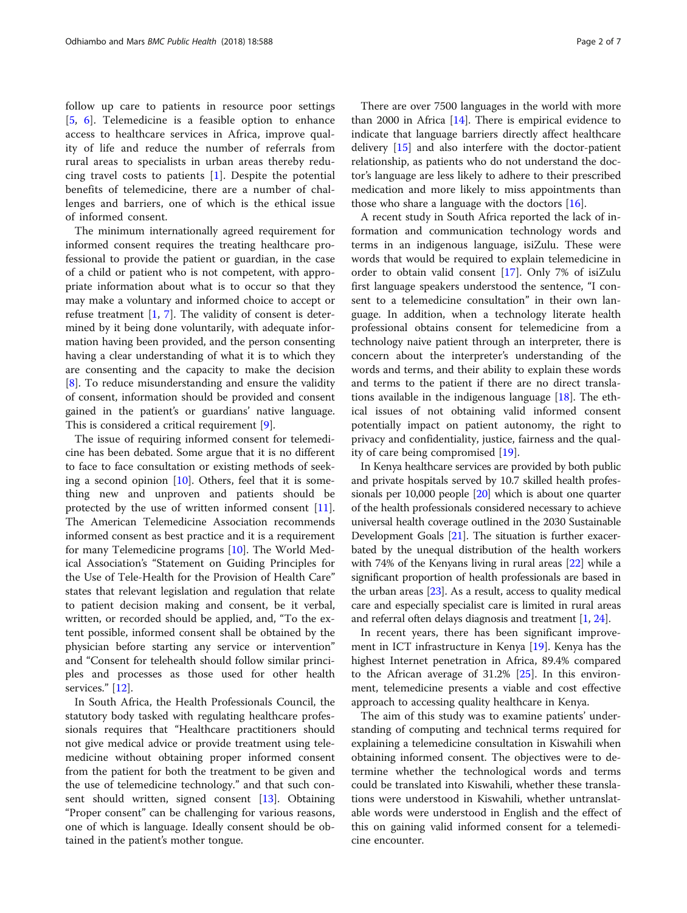follow up care to patients in resource poor settings [5, 6]. Telemedicine is a feasible option to enhance access to healthcare services in Africa, improve quality of life and reduce the number of referrals from rural areas to specialists in urban areas thereby reducing travel costs to patients [1]. Despite the potential benefits of telemedicine, there are a number of challenges and barriers, one of which is the ethical issue of informed consent.

The minimum internationally agreed requirement for informed consent requires the treating healthcare professional to provide the patient or guardian, in the case of a child or patient who is not competent, with appropriate information about what is to occur so that they may make a voluntary and informed choice to accept or refuse treatment [1, 7]. The validity of consent is determined by it being done voluntarily, with adequate information having been provided, and the person consenting having a clear understanding of what it is to which they are consenting and the capacity to make the decision [8]. To reduce misunderstanding and ensure the validity of consent, information should be provided and consent gained in the patient's or guardians' native language. This is considered a critical requirement [9].

The issue of requiring informed consent for telemedicine has been debated. Some argue that it is no different to face to face consultation or existing methods of seeking a second opinion [10]. Others, feel that it is something new and unproven and patients should be protected by the use of written informed consent [11]. The American Telemedicine Association recommends informed consent as best practice and it is a requirement for many Telemedicine programs [10]. The World Medical Association's "Statement on Guiding Principles for the Use of Tele-Health for the Provision of Health Care" states that relevant legislation and regulation that relate to patient decision making and consent, be it verbal, written, or recorded should be applied, and, "To the extent possible, informed consent shall be obtained by the physician before starting any service or intervention" and "Consent for telehealth should follow similar principles and processes as those used for other health services." [12].

In South Africa, the Health Professionals Council, the statutory body tasked with regulating healthcare professionals requires that "Healthcare practitioners should not give medical advice or provide treatment using telemedicine without obtaining proper informed consent from the patient for both the treatment to be given and the use of telemedicine technology." and that such consent should written, signed consent [13]. Obtaining "Proper consent" can be challenging for various reasons, one of which is language. Ideally consent should be obtained in the patient's mother tongue.

There are over 7500 languages in the world with more than 2000 in Africa [14]. There is empirical evidence to indicate that language barriers directly affect healthcare delivery [15] and also interfere with the doctor-patient relationship, as patients who do not understand the doctor's language are less likely to adhere to their prescribed medication and more likely to miss appointments than those who share a language with the doctors [16].

A recent study in South Africa reported the lack of information and communication technology words and terms in an indigenous language, isiZulu. These were words that would be required to explain telemedicine in order to obtain valid consent [17]. Only 7% of isiZulu first language speakers understood the sentence, "I consent to a telemedicine consultation" in their own language. In addition, when a technology literate health professional obtains consent for telemedicine from a technology naive patient through an interpreter, there is concern about the interpreter's understanding of the words and terms, and their ability to explain these words and terms to the patient if there are no direct translations available in the indigenous language [18]. The ethical issues of not obtaining valid informed consent potentially impact on patient autonomy, the right to privacy and confidentiality, justice, fairness and the quality of care being compromised [19].

In Kenya healthcare services are provided by both public and private hospitals served by 10.7 skilled health professionals per 10,000 people [20] which is about one quarter of the health professionals considered necessary to achieve universal health coverage outlined in the 2030 Sustainable Development Goals [21]. The situation is further exacerbated by the unequal distribution of the health workers with 74% of the Kenyans living in rural areas [22] while a significant proportion of health professionals are based in the urban areas [23]. As a result, access to quality medical care and especially specialist care is limited in rural areas and referral often delays diagnosis and treatment [1, 24].

In recent years, there has been significant improvement in ICT infrastructure in Kenya [19]. Kenya has the highest Internet penetration in Africa, 89.4% compared to the African average of 31.2% [25]. In this environment, telemedicine presents a viable and cost effective approach to accessing quality healthcare in Kenya.

The aim of this study was to examine patients' understanding of computing and technical terms required for explaining a telemedicine consultation in Kiswahili when obtaining informed consent. The objectives were to determine whether the technological words and terms could be translated into Kiswahili, whether these translations were understood in Kiswahili, whether untranslatable words were understood in English and the effect of this on gaining valid informed consent for a telemedicine encounter.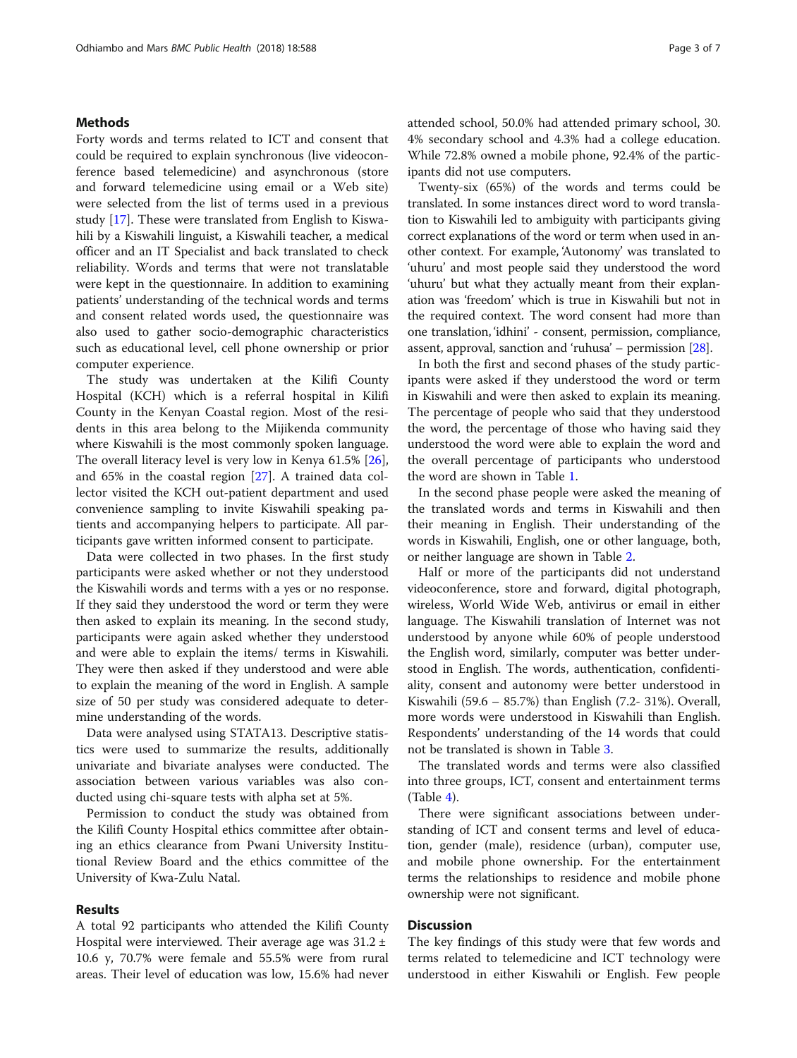## Methods

Forty words and terms related to ICT and consent that could be required to explain synchronous (live videoconference based telemedicine) and asynchronous (store and forward telemedicine using email or a Web site) were selected from the list of terms used in a previous study [17]. These were translated from English to Kiswahili by a Kiswahili linguist, a Kiswahili teacher, a medical officer and an IT Specialist and back translated to check reliability. Words and terms that were not translatable were kept in the questionnaire. In addition to examining patients' understanding of the technical words and terms and consent related words used, the questionnaire was also used to gather socio-demographic characteristics such as educational level, cell phone ownership or prior computer experience.

The study was undertaken at the Kilifi County Hospital (KCH) which is a referral hospital in Kilifi County in the Kenyan Coastal region. Most of the residents in this area belong to the Mijikenda community where Kiswahili is the most commonly spoken language. The overall literacy level is very low in Kenya 61.5% [26], and 65% in the coastal region [27]. A trained data collector visited the KCH out-patient department and used convenience sampling to invite Kiswahili speaking patients and accompanying helpers to participate. All participants gave written informed consent to participate.

Data were collected in two phases. In the first study participants were asked whether or not they understood the Kiswahili words and terms with a yes or no response. If they said they understood the word or term they were then asked to explain its meaning. In the second study, participants were again asked whether they understood and were able to explain the items/ terms in Kiswahili. They were then asked if they understood and were able to explain the meaning of the word in English. A sample size of 50 per study was considered adequate to determine understanding of the words.

Data were analysed using STATA13. Descriptive statistics were used to summarize the results, additionally univariate and bivariate analyses were conducted. The association between various variables was also conducted using chi-square tests with alpha set at 5%.

Permission to conduct the study was obtained from the Kilifi County Hospital ethics committee after obtaining an ethics clearance from Pwani University Institutional Review Board and the ethics committee of the University of Kwa-Zulu Natal.

## Results

A total 92 participants who attended the Kilifi County Hospital were interviewed. Their average age was 31.2 ± 10.6 y, 70.7% were female and 55.5% were from rural areas. Their level of education was low, 15.6% had never attended school, 50.0% had attended primary school, 30.4% secondary school and 4.3% had a college education. While 72.8% owned a mobile phone, 92.4% of the participants did not use computers.

Twenty-six (65%) of the words and terms could be translated. In some instances direct word to word translation to Kiswahili led to ambiguity with participants giving correct explanations of the word or term when used in another context. For example, 'Autonomy' was translated to 'uhuru' and most people said they understood the word 'uhuru' but what they actually meant from their explanation was 'freedom' which is true in Kiswahili but not in the required context. The word consent had more than one translation, 'idhini' - consent, permission, compliance, assent, approval, sanction and 'ruhusa' – permission [28].

In both the first and second phases of the study participants were asked if they understood the word or term in Kiswahili and were then asked to explain its meaning. The percentage of people who said that they understood the word, the percentage of those who having said they understood the word were able to explain the word and the overall percentage of participants who understood the word are shown in Table 1.

In the second phase people were asked the meaning of the translated words and terms in Kiswahili and then their meaning in English. Their understanding of the words in Kiswahili, English, one or other language, both, or neither language are shown in Table 2.

Half or more of the participants did not understand videoconference, store and forward, digital photograph, wireless, World Wide Web, antivirus or email in either language. The Kiswahili translation of Internet was not understood by anyone while 60% of people understood the English word, similarly, computer was better understood in English. The words, authentication, confidentiality, consent and autonomy were better understood in Kiswahili (59.6 – 85.7%) than English (7.2- 31%). Overall, more words were understood in Kiswahili than English. Respondents' understanding of the 14 words that could not be translated is shown in Table 3.

The translated words and terms were also classified into three groups, ICT, consent and entertainment terms (Table 4).

There were significant associations between understanding of ICT and consent terms and level of education, gender (male), residence (urban), computer use, and mobile phone ownership. For the entertainment terms the relationships to residence and mobile phone ownership were not significant.

## Discussion

The key findings of this study were that few words and terms related to telemedicine and ICT technology were understood in either Kiswahili or English. Few people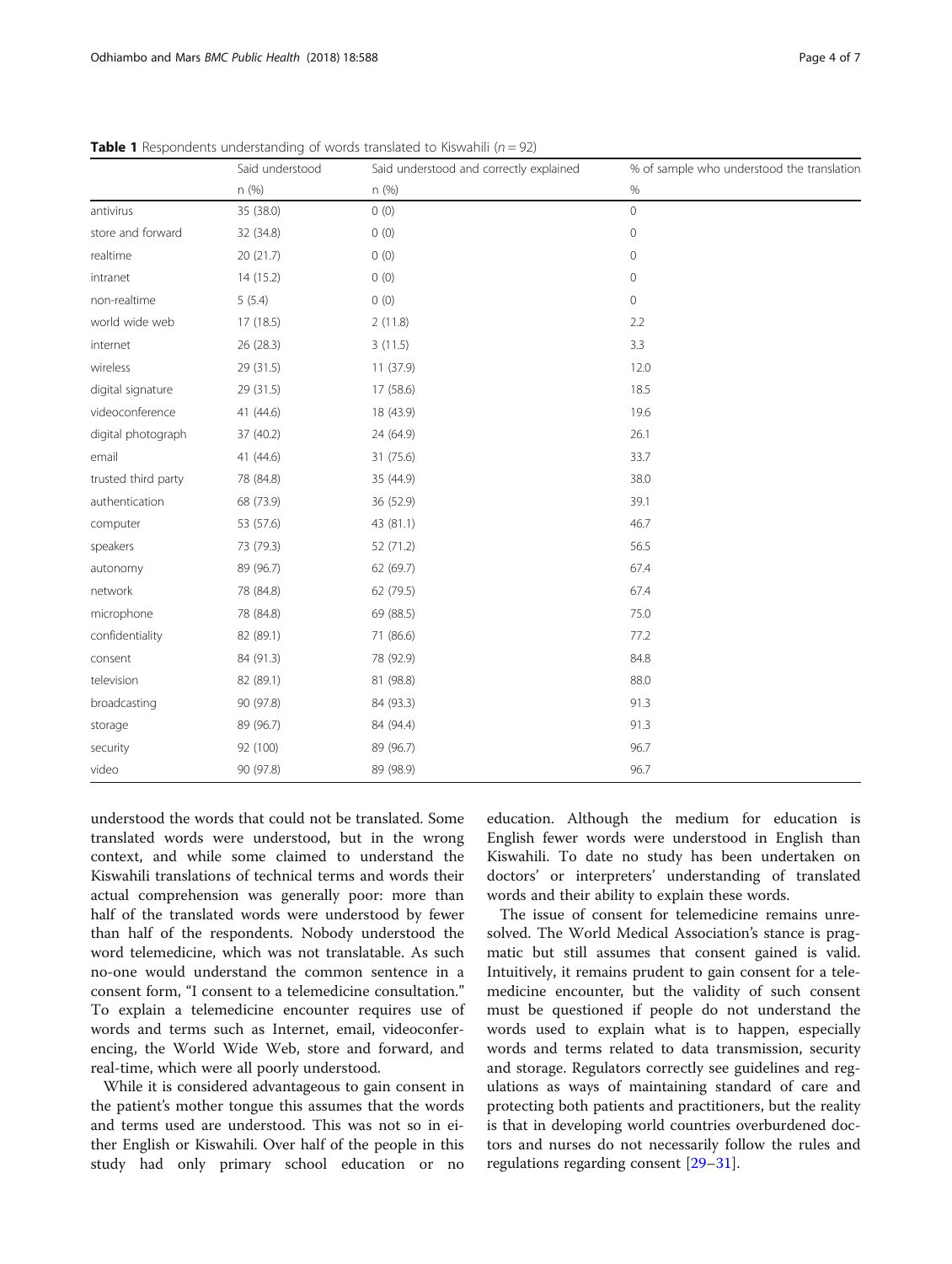**Table 1** Respondents understanding of words translated to Kiswahili ($n = 92$)

| | Said understood | Said understood and correctly explained | % of sample who understood the translation |
|---|---|---|---|
| | n (%) | n (%) | % |
| antivirus | 35 (38.0) | 0 (0) | 0 |
| store and forward | 32 (34.8) | 0 (0) | 0 |
| realtime | 20 (21.7) | 0 (0) | 0 |
| intranet | 14 (15.2) | 0 (0) | 0 |
| non-realtime | 5 (5.4) | 0 (0) | 0 |
| world wide web | 17 (18.5) | 2 (11.8) | 2.2 |
| internet | 26 (28.3) | 3 (11.5) | 3.3 |
| wireless | 29 (31.5) | 11 (37.9) | 12.0 |
| digital signature | 29 (31.5) | 17 (58.6) | 18.5 |
| videoconference | 41 (44.6) | 18 (43.9) | 19.6 |
| digital photograph | 37 (40.2) | 24 (64.9) | 26.1 |
| email | 41 (44.6) | 31 (75.6) | 33.7 |
| trusted third party | 78 (84.8) | 35 (44.9) | 38.0 |
| authentication | 68 (73.9) | 36 (52.9) | 39.1 |
| computer | 53 (57.6) | 43 (81.1) | 46.7 |
| speakers | 73 (79.3) | 52 (71.2) | 56.5 |
| autonomy | 89 (96.7) | 62 (69.7) | 67.4 |
| network | 78 (84.8) | 62 (79.5) | 67.4 |
| microphone | 78 (84.8) | 69 (88.5) | 75.0 |
| confidentiality | 82 (89.1) | 71 (86.6) | 77.2 |
| consent | 84 (91.3) | 78 (92.9) | 84.8 |
| television | 82 (89.1) | 81 (98.8) | 88.0 |
| broadcasting | 90 (97.8) | 84 (93.3) | 91.3 |
| storage | 89 (96.7) | 84 (94.4) | 91.3 |
| security | 92 (100) | 89 (96.7) | 96.7 |
| video | 90 (97.8) | 89 (98.9) | 96.7 |

understood the words that could not be translated. Some translated words were understood, but in the wrong context, and while some claimed to understand the Kiswahili translations of technical terms and words their actual comprehension was generally poor: more than half of the translated words were understood by fewer than half of the respondents. Nobody understood the word telemedicine, which was not translatable. As such no-one would understand the common sentence in a consent form, "I consent to a telemedicine consultation." To explain a telemedicine encounter requires use of words and terms such as Internet, email, videoconferencing, the World Wide Web, store and forward, and real-time, which were all poorly understood.

While it is considered advantageous to gain consent in the patient's mother tongue this assumes that the words and terms used are understood. This was not so in either English or Kiswahili. Over half of the people in this study had only primary school education or no education. Although the medium for education is English fewer words were understood in English than Kiswahili. To date no study has been undertaken on doctors' or interpreters' understanding of translated words and their ability to explain these words.

The issue of consent for telemedicine remains unresolved. The World Medical Association's stance is pragmatic but still assumes that consent gained is valid. Intuitively, it remains prudent to gain consent for a telemedicine encounter, but the validity of such consent must be questioned if people do not understand the words used to explain what is to happen, especially words and terms related to data transmission, security and storage. Regulators correctly see guidelines and regulations as ways of maintaining standard of care and protecting both patients and practitioners, but the reality is that in developing world countries overburdened doctors and nurses do not necessarily follow the rules and regulations regarding consent [29–31].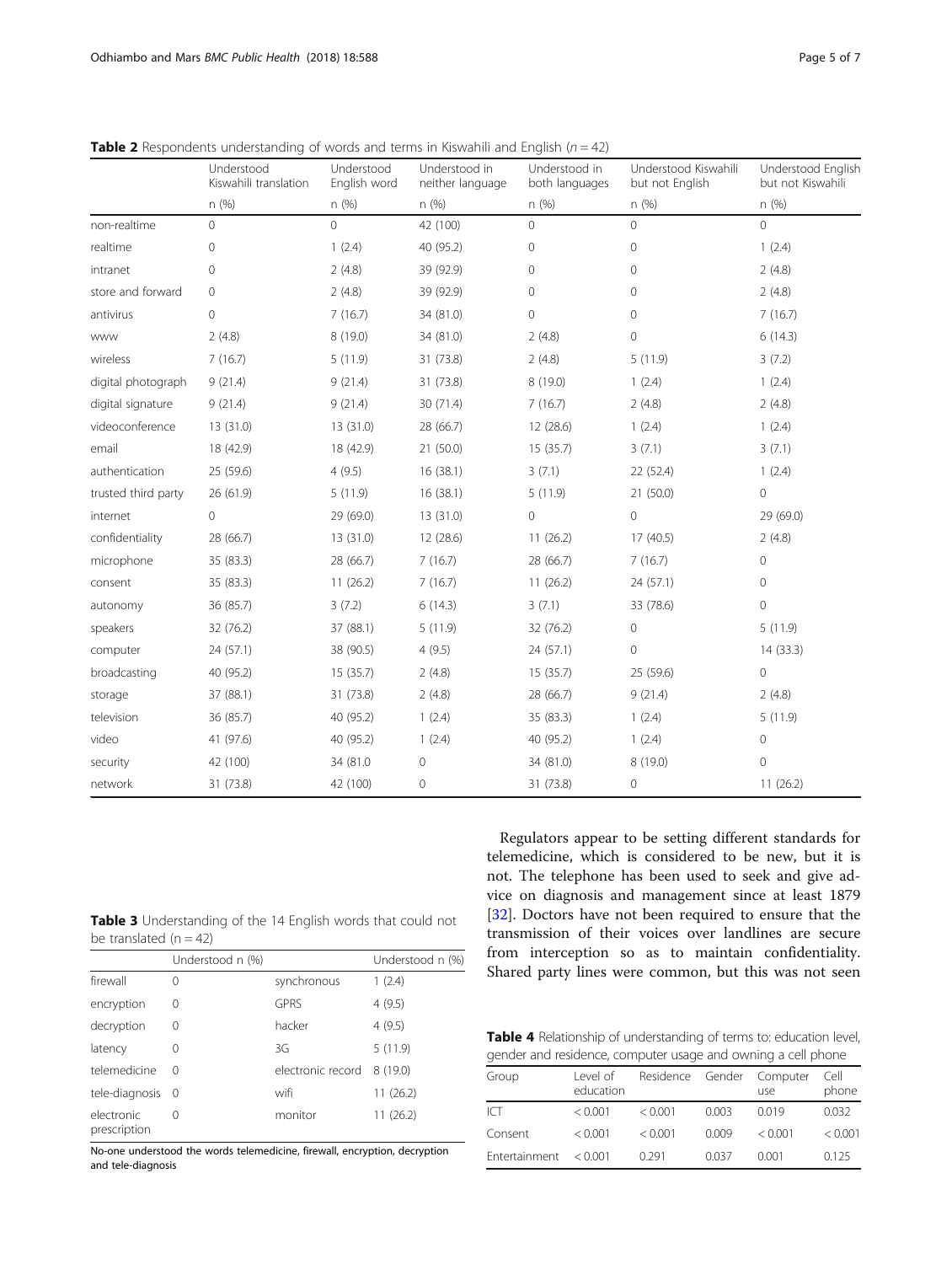**Table 2** Respondents understanding of words and terms in Kiswahili and English (n = 42)

| | Understood Kiswahili translation | Understood English word | Understood in neither language | Understood in both languages | Understood Kiswahili but not English | Understood English but not Kiswahili |
|---|---|---|---|---|---|---|
| | n (%) | n (%) | n (%) | n (%) | n (%) | n (%) |
| non-realtime | 0 | 0 | 42 (100) | 0 | 0 | 0 |
| realtime | 0 | 1 (2.4) | 40 (95.2) | 0 | 0 | 1 (2.4) |
| intranet | 0 | 2 (4.8) | 39 (92.9) | 0 | 0 | 2 (4.8) |
| store and forward | 0 | 2 (4.8) | 39 (92.9) | 0 | 0 | 2 (4.8) |
| antivirus | 0 | 7 (16.7) | 34 (81.0) | 0 | 0 | 7 (16.7) |
| www | 2 (4.8) | 8 (19.0) | 34 (81.0) | 2 (4.8) | 0 | 6 (14.3) |
| wireless | 7 (16.7) | 5 (11.9) | 31 (73.8) | 2 (4.8) | 5 (11.9) | 3 (7.2) |
| digital photograph | 9 (21.4) | 9 (21.4) | 31 (73.8) | 8 (19.0) | 1 (2.4) | 1 (2.4) |
| digital signature | 9 (21.4) | 9 (21.4) | 30 (71.4) | 7 (16.7) | 2 (4.8) | 2 (4.8) |
| videoconference | 13 (31.0) | 13 (31.0) | 28 (66.7) | 12 (28.6) | 1 (2.4) | 1 (2.4) |
| email | 18 (42.9) | 18 (42.9) | 21 (50.0) | 15 (35.7) | 3 (7.1) | 3 (7.1) |
| authentication | 25 (59.6) | 4 (9.5) | 16 (38.1) | 3 (7.1) | 22 (52.4) | 1 (2.4) |
| trusted third party | 26 (61.9) | 5 (11.9) | 16 (38.1) | 5 (11.9) | 21 (50.0) | 0 |
| internet | 0 | 29 (69.0) | 13 (31.0) | 0 | 0 | 29 (69.0) |
| confidentiality | 28 (66.7) | 13 (31.0) | 12 (28.6) | 11 (26.2) | 17 (40.5) | 2 (4.8) |
| microphone | 35 (83.3) | 28 (66.7) | 7 (16.7) | 28 (66.7) | 7 (16.7) | 0 |
| consent | 35 (83.3) | 11 (26.2) | 7 (16.7) | 11 (26.2) | 24 (57.1) | 0 |
| autonomy | 36 (85.7) | 3 (7.2) | 6 (14.3) | 3 (7.1) | 33 (78.6) | 0 |
| speakers | 32 (76.2) | 37 (88.1) | 5 (11.9) | 32 (76.2) | 0 | 5 (11.9) |
| computer | 24 (57.1) | 38 (90.5) | 4 (9.5) | 24 (57.1) | 0 | 14 (33.3) |
| broadcasting | 40 (95.2) | 15 (35.7) | 2 (4.8) | 15 (35.7) | 25 (59.6) | 0 |
| storage | 37 (88.1) | 31 (73.8) | 2 (4.8) | 28 (66.7) | 9 (21.4) | 2 (4.8) |
| television | 36 (85.7) | 40 (95.2) | 1 (2.4) | 35 (83.3) | 1 (2.4) | 5 (11.9) |
| video | 41 (97.6) | 40 (95.2) | 1 (2.4) | 40 (95.2) | 1 (2.4) | 0 |
| security | 42 (100) | 34 (81.0 | 0 | 34 (81.0) | 8 (19.0) | 0 |
| network | 31 (73.8) | 42 (100) | 0 | 31 (73.8) | 0 | 11 (26.2) |

**Table 3** Understanding of the 14 English words that could not be translated (n = 42)

| | Understood n (%) | | Understood n (%) |
|---|---|---|---|
| firewall | 0 | synchronous | 1 (2.4) |
| encryption | 0 | GPRS | 4 (9.5) |
| decryption | 0 | hacker | 4 (9.5) |
| latency | 0 | 3G | 5 (11.9) |
| telemedicine | 0 | electronic record | 8 (19.0) |
| tele-diagnosis | 0 | wifi | 11 (26.2) |
| electronic prescription | 0 | monitor | 11 (26.2) |

No-one understood the words telemedicine, firewall, encryption, decryption and tele-diagnosis

Regulators appear to be setting different standards for telemedicine, which is considered to be new, but it is not. The telephone has been used to seek and give advice on diagnosis and management since at least 1879 [32]. Doctors have not been required to ensure that the transmission of their voices over landlines are secure from interception so as to maintain confidentiality. Shared party lines were common, but this was not seen

**Table 4** Relationship of understanding of terms to: education level, gender and residence, computer usage and owning a cell phone

| Group | Level of education | Residence | Gender | Computer use | Cell phone |
|---|---|---|---|---|---|
| ICT | < 0.001 | < 0.001 | 0.003 | 0.019 | 0.032 |
| Consent | < 0.001 | < 0.001 | 0.009 | < 0.001 | < 0.001 |
| Entertainment | < 0.001 | 0.291 | 0.037 | 0.001 | 0.125 |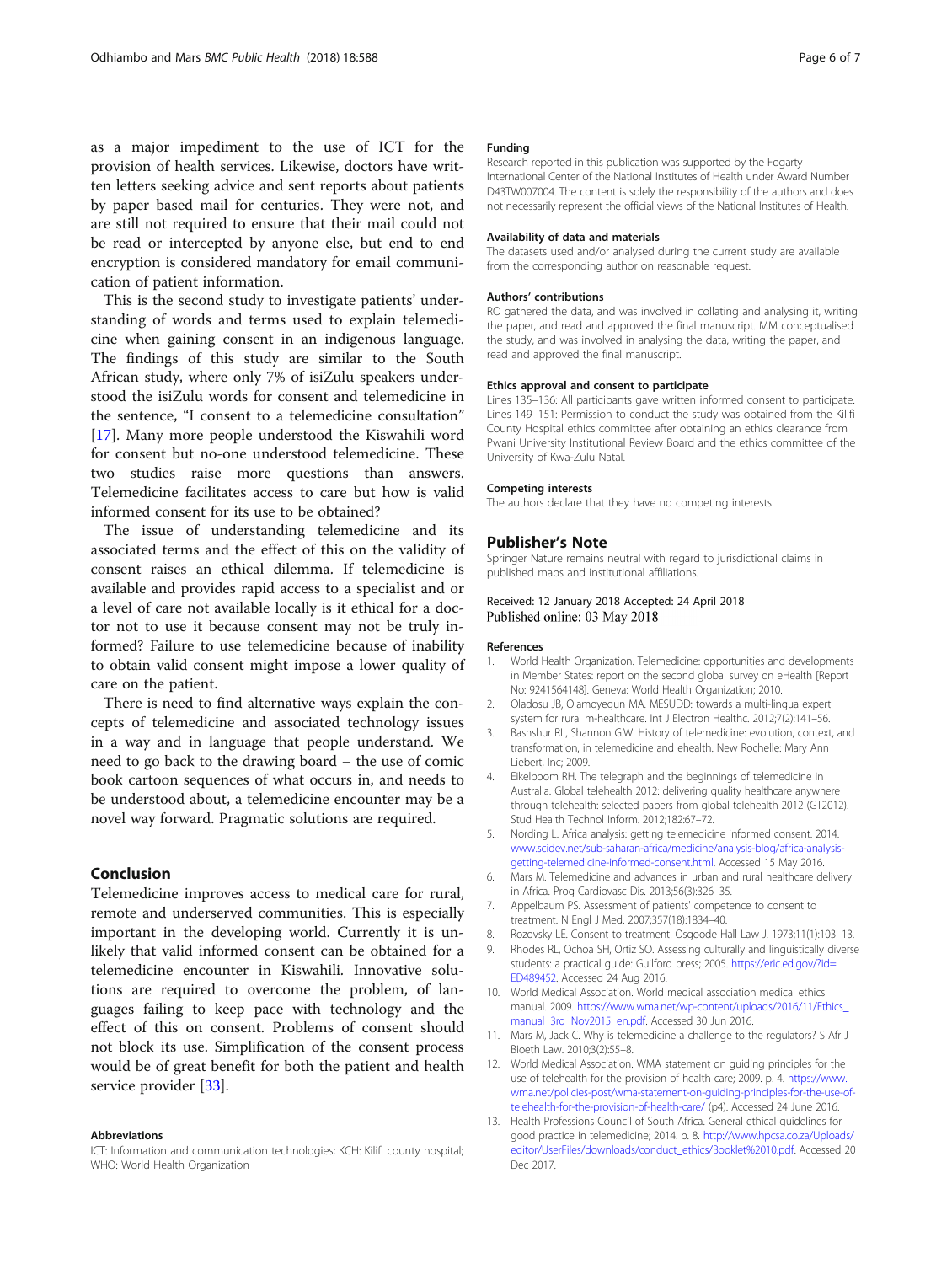as a major impediment to the use of ICT for the provision of health services. Likewise, doctors have written letters seeking advice and sent reports about patients by paper based mail for centuries. They were not, and are still not required to ensure that their mail could not be read or intercepted by anyone else, but end to end encryption is considered mandatory for email communication of patient information.

This is the second study to investigate patients' understanding of words and terms used to explain telemedicine when gaining consent in an indigenous language. The findings of this study are similar to the South African study, where only 7% of isiZulu speakers understood the isiZulu words for consent and telemedicine in the sentence, "I consent to a telemedicine consultation" [17]. Many more people understood the Kiswahili word for consent but no-one understood telemedicine. These two studies raise more questions than answers. Telemedicine facilitates access to care but how is valid informed consent for its use to be obtained?

The issue of understanding telemedicine and its associated terms and the effect of this on the validity of consent raises an ethical dilemma. If telemedicine is available and provides rapid access to a specialist and or a level of care not available locally is it ethical for a doctor not to use it because consent may not be truly informed? Failure to use telemedicine because of inability to obtain valid consent might impose a lower quality of care on the patient.

There is need to find alternative ways explain the concepts of telemedicine and associated technology issues in a way and in language that people understand. We need to go back to the drawing board – the use of comic book cartoon sequences of what occurs in, and needs to be understood about, a telemedicine encounter may be a novel way forward. Pragmatic solutions are required.

## Conclusion

Telemedicine improves access to medical care for rural, remote and underserved communities. This is especially important in the developing world. Currently it is unlikely that valid informed consent can be obtained for a telemedicine encounter in Kiswahili. Innovative solutions are required to overcome the problem, of languages failing to keep pace with technology and the effect of this on consent. Problems of consent should not block its use. Simplification of the consent process would be of great benefit for both the patient and health service provider [33].

#### Abbreviations

ICT: Information and communication technologies; KCH: Kilifi county hospital; WHO: World Health Organization

#### Funding

Research reported in this publication was supported by the Fogarty International Center of the National Institutes of Health under Award Number D43TW007004. The content is solely the responsibility of the authors and does not necessarily represent the official views of the National Institutes of Health.

#### Availability of data and materials

The datasets used and/or analysed during the current study are available from the corresponding author on reasonable request.

#### Authors' contributions

RO gathered the data, and was involved in collating and analysing it, writing the paper, and read and approved the final manuscript. MM conceptualised the study, and was involved in analysing the data, writing the paper, and read and approved the final manuscript.

#### Ethics approval and consent to participate

Lines 135–136: All participants gave written informed consent to participate. Lines 149–151: Permission to conduct the study was obtained from the Kilifi County Hospital ethics committee after obtaining an ethics clearance from Pwani University Institutional Review Board and the ethics committee of the University of Kwa-Zulu Natal.

#### Competing interests

The authors declare that they have no competing interests.

### Publisher's Note

Springer Nature remains neutral with regard to jurisdictional claims in published maps and institutional affiliations.

Received: 12 January 2018 Accepted: 24 April 2018
Published online: 03 May 2018

#### References

1. World Health Organization. Telemedicine: opportunities and developments in Member States: report on the second global survey on eHealth [Report No: 9241564148]. Geneva: World Health Organization; 2010.
2. Oladosu JB, Olamoyegun MA. MESUDD: towards a multi-lingua expert system for rural m-healthcare. Int J Electron Healthc. 2012;7(2):141–56.
3. Bashshur RL, Shannon G.W. History of telemedicine: evolution, context, and transformation, in telemedicine and ehealth. New Rochelle: Mary Ann Liebert, Inc; 2009.
4. Eikelboom RH. The telegraph and the beginnings of telemedicine in Australia. Global telehealth 2012: delivering quality healthcare anywhere through telehealth: selected papers from global telehealth 2012 (GT2012). Stud Health Technol Inform. 2012;182:67–72.
5. Nording L. Africa analysis: getting telemedicine informed consent. 2014. www.scidev.net/sub-saharan-africa/medicine/analysis-blog/africa-analysis-getting-telemedicine-informed-consent.html. Accessed 15 May 2016.
6. Mars M. Telemedicine and advances in urban and rural healthcare delivery in Africa. Prog Cardiovasc Dis. 2013;56(3):326–35.
7. Appelbaum PS. Assessment of patients' competence to consent to treatment. N Engl J Med. 2007;357(18):1834–40.
8. Rozovsky LE. Consent to treatment. Osgoode Hall Law J. 1973;11(1):103–13.
9. Rhodes RL, Ochoa SH, Ortiz SO. Assessing culturally and linguistically diverse students: a practical guide: Guilford press; 2005. https://eric.ed.gov/?id=ED489452. Accessed 24 Aug 2016.
10. World Medical Association. World medical association medical ethics manual. 2009. https://www.wma.net/wp-content/uploads/2016/11/Ethics_manual_3rd_Nov2015_en.pdf. Accessed 30 Jun 2016.
11. Mars M, Jack C. Why is telemedicine a challenge to the regulators? S Afr J Bioeth Law. 2010;3(2):55–8.
12. World Medical Association. WMA statement on guiding principles for the use of telehealth for the provision of health care; 2009. p. 4. https://www.wma.net/policies-post/wma-statement-on-guiding-principles-for-the-use-of-telehealth-for-the-provision-of-health-care/ (p4). Accessed 24 June 2016.
13. Health Professions Council of South Africa. General ethical guidelines for good practice in telemedicine; 2014. p. 8. http://www.hpcsa.co.za/Uploads/editor/UserFiles/downloads/conduct_ethics/Booklet%2010.pdf. Accessed 20 Dec 2017.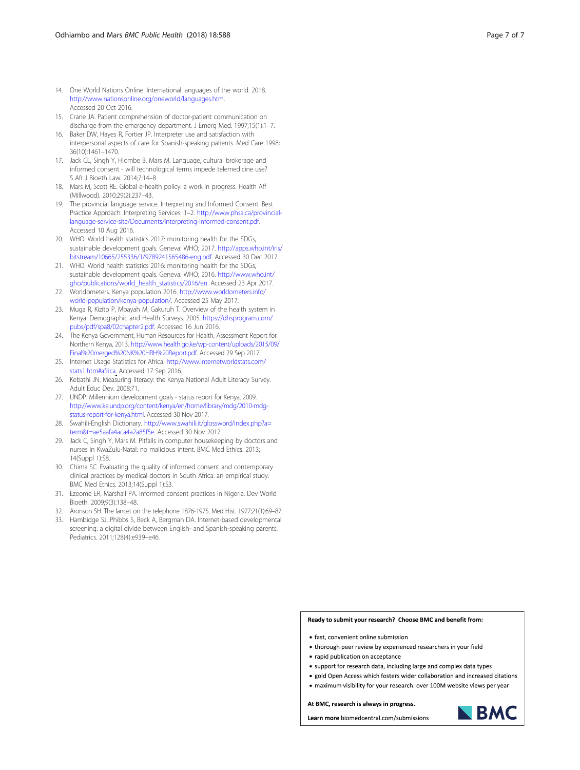14. One World Nations Online. International languages of the world. 2018. http://www.nationsonline.org/oneworld/languages.htm. Accessed 20 Oct 2016.
15. Crane JA. Patient comprehension of doctor-patient communication on discharge from the emergency department. J Emerg Med. 1997;15(1):1–7.
16. Baker DW, Hayes R, Fortier JP. Interpreter use and satisfaction with interpersonal aspects of care for Spanish-speaking patients. Med Care 1998; 36(10):1461–1470.
17. Jack CL, Singh Y, Hlombe B, Mars M. Language, cultural brokerage and informed consent - will technological terms impede telemedicine use? S Afr J Bioeth Law. 2014;7:14–8.
18. Mars M, Scott RE. Global e-health policy: a work in progress. Health Aff (Millwood). 2010;29(2):237–43.
19. The provincial language service. Interpreting and Informed Consent. Best Practice Approach. Interpreting Services: 1–2. http://www.phsa.ca/provincial-language-service-site/Documents/interpreting-informed-consent.pdf. Accessed 10 Aug 2016.
20. WHO. World health statistics 2017: monitoring health for the SDGs, sustainable development goals. Geneva: WHO; 2017. http://apps.who.int/iris/bitstream/10665/255336/1/9789241565486-eng.pdf. Accessed 30 Dec 2017.
21. WHO. World health statistics 2016: monitoring health for the SDGs, sustainable development goals. Geneva: WHO; 2016. http://www.who.int/gho/publications/world_health_statistics/2016/en. Accessed 23 Apr 2017.
22. Worldometers. Kenya population 2016. http://www.worldometers.info/world-population/kenya-population/. Accessed 25 May 2017.
23. Muga R, Kizito P, Mbayah M, Gakuruh T. Overview of the health system in Kenya. Demographic and Health Surveys. 2005. https://dhsprogram.com/pubs/pdf/spa8/02chapter2.pdf. Accessed 16 Jun 2016.
24. The Kenya Government, Human Resources for Health, Assessment Report for Northern Kenya, 2013. http://www.health.go.ke/wp-content/uploads/2015/09/Final%20merged%20NK%20HRH%20Report.pdf. Accessed 29 Sep 2017.
25. Internet Usage Statistics for Africa. http://www.internetworldstats.com/stats1.htm#africa. Accessed 17 Sep 2016.
26. Kebathi JN. Measuring literacy: the Kenya National Adult Literacy Survey. Adult Educ Dev. 2008;71.
27. UNDP. Millennium development goals - status report for Kenya. 2009. http://www.ke.undp.org/content/kenya/en/home/library/mdg/2010-mdg-status-report-for-kenya.html. Accessed 30 Nov 2017.
28. Swahili-English Dictionary. http://www.swahili.it/glossword/index.php?a=term&t=ae5aafa4aca4a2a85f5e. Accessed 30 Nov 2017.
29. Jack C, Singh Y, Mars M. Pitfalls in computer housekeeping by doctors and nurses in KwaZulu-Natal: no malicious intent. BMC Med Ethics. 2013; 14(Suppl 1):S8.
30. Chima SC. Evaluating the quality of informed consent and contemporary clinical practices by medical doctors in South Africa: an empirical study. BMC Med Ethics. 2013;14(Suppl 1):S3.
31. Ezeome ER, Marshall PA. Informed consent practices in Nigeria. Dev World Bioeth. 2009;9(3):138–48.
32. Aronson SH. The lancet on the telephone 1876-1975. Med Hist. 1977;21(1):69–87.
33. Hambidge SJ, Phibbs S, Beck A, Bergman DA. Internet-based developmental screening: a digital divide between English- and Spanish-speaking parents. Pediatrics. 2011;128(4):e939–e46.

**Ready to submit your research? Choose BMC and benefit from:**

- fast, convenient online submission
- thorough peer review by experienced researchers in your field
- rapid publication on acceptance
- support for research data, including large and complex data types
- gold Open Access which fosters wider collaboration and increased citations
- maximum visibility for your research: over 100M website views per year

**At BMC, research is always in progress.**

**Learn more** biomedcentral.com/submissions

BMC